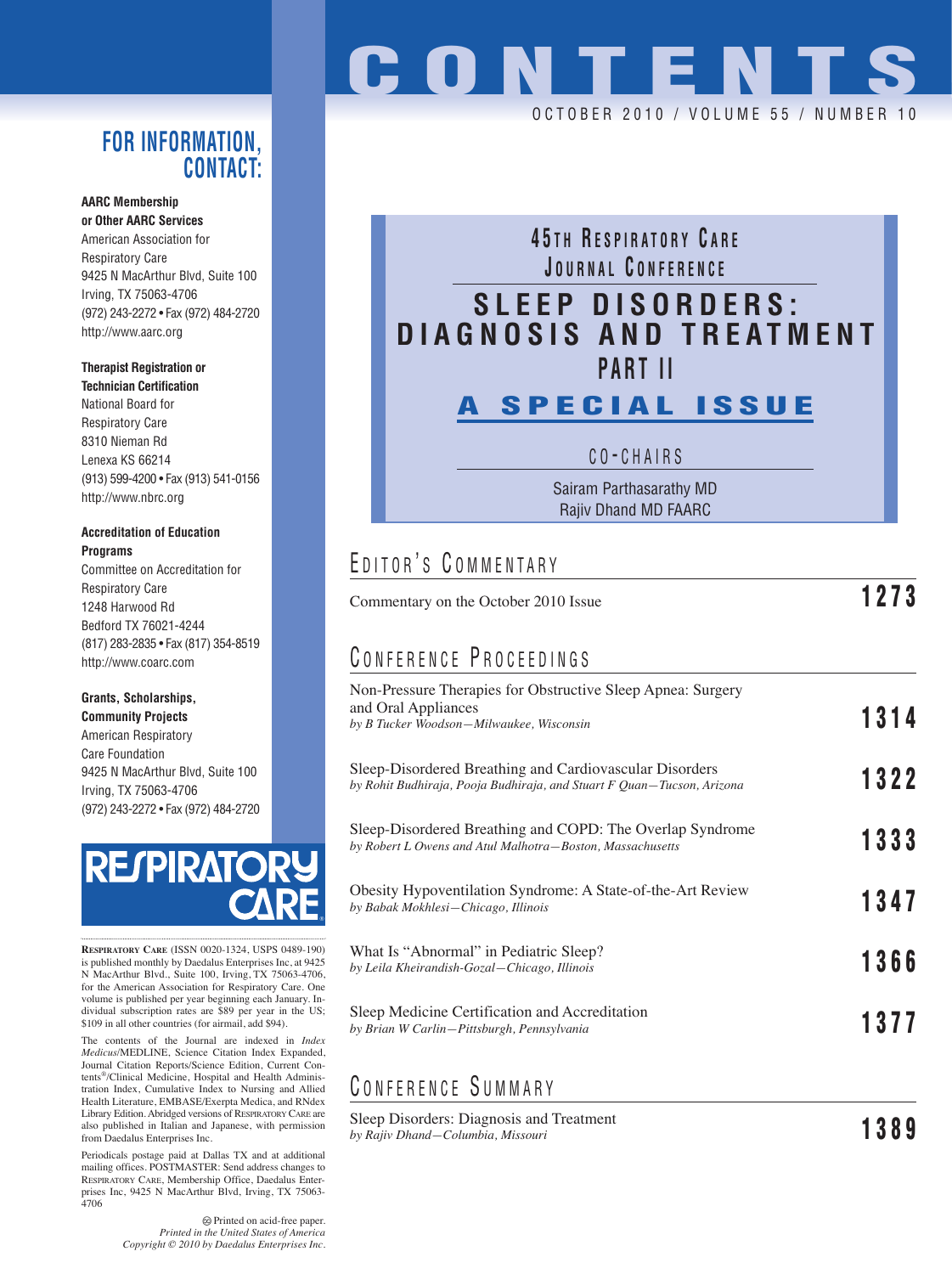# CONTENTS

OCTOBER 2010 / VOLUME 55 / NUMBER 10

## 45TH RESPIRATORY CARE JOURNAL CONFERENCE

## SLEEP DISORDERS: DIAGNOSIS AND TREATMENT PART II

### A SPECIAL ISSUE

CO-CHAIRS

Sairam Parthasarathy MD
Rajiv Dhand MD FAARC

## EDITOR'S COMMENTARY

Commentary on the October 2010 Issue — **1273**

## CONFERENCE PROCEEDINGS

Non-Pressure Therapies for Obstructive Sleep Apnea: Surgery and Oral Appliances
*by B Tucker Woodson—Milwaukee, Wisconsin* — **1314**

Sleep-Disordered Breathing and Cardiovascular Disorders
*by Rohit Budhiraja, Pooja Budhiraja, and Stuart F Quan—Tucson, Arizona* — **1322**

Sleep-Disordered Breathing and COPD: The Overlap Syndrome
*by Robert L Owens and Atul Malhotra—Boston, Massachusetts* — **1333**

Obesity Hypoventilation Syndrome: A State-of-the-Art Review
*by Babak Mokhlesi—Chicago, Illinois* — **1347**

What Is "Abnormal" in Pediatric Sleep?
*by Leila Kheirandish-Gozal—Chicago, Illinois* — **1366**

Sleep Medicine Certification and Accreditation
*by Brian W Carlin—Pittsburgh, Pennsylvania* — **1377**

## CONFERENCE SUMMARY

Sleep Disorders: Diagnosis and Treatment
*by Rajiv Dhand—Columbia, Missouri* — **1389**

## FOR INFORMATION, CONTACT:

**AARC Membership or Other AARC Services**
American Association for Respiratory Care
9425 N MacArthur Blvd, Suite 100
Irving, TX 75063-4706
(972) 243-2272 • Fax (972) 484-2720
http://www.aarc.org

**Therapist Registration or Technician Certification**
National Board for Respiratory Care
8310 Nieman Rd
Lenexa KS 66214
(913) 599-4200 • Fax (913) 541-0156
http://www.nbrc.org

**Accreditation of Education Programs**
Committee on Accreditation for Respiratory Care
1248 Harwood Rd
Bedford TX 76021-4244
(817) 283-2835 • Fax (817) 354-8519
http://www.coarc.com

**Grants, Scholarships, Community Projects**
American Respiratory Care Foundation
9425 N MacArthur Blvd, Suite 100
Irving, TX 75063-4706
(972) 243-2272 • Fax (972) 484-2720

RESPIRATORY CARE

RESPIRATORY CARE (ISSN 0020-1324, USPS 0489-190) is published monthly by Daedalus Enterprises Inc, at 9425 N MacArthur Blvd., Suite 100, Irving, TX 75063-4706, for the American Association for Respiratory Care. One volume is published per year beginning each January. Individual subscription rates are $89 per year in the US; $109 in all other countries (for airmail, add $94).

The contents of the Journal are indexed in *Index Medicus*/MEDLINE, Science Citation Index Expanded, Journal Citation Reports/Science Edition, Current Contents®/Clinical Medicine, Hospital and Health Administration Index, Cumulative Index to Nursing and Allied Health Literature, EMBASE/Exerpta Medica, and RNdex Library Edition. Abridged versions of RESPIRATORY CARE are also published in Italian and Japanese, with permission from Daedalus Enterprises Inc.

Periodicals postage paid at Dallas TX and at additional mailing offices. POSTMASTER: Send address changes to RESPIRATORY CARE, Membership Office, Daedalus Enterprises Inc, 9425 N MacArthur Blvd, Irving, TX 75063-4706

Printed on acid-free paper.
*Printed in the United States of America*
*Copyright © 2010 by Daedalus Enterprises Inc.*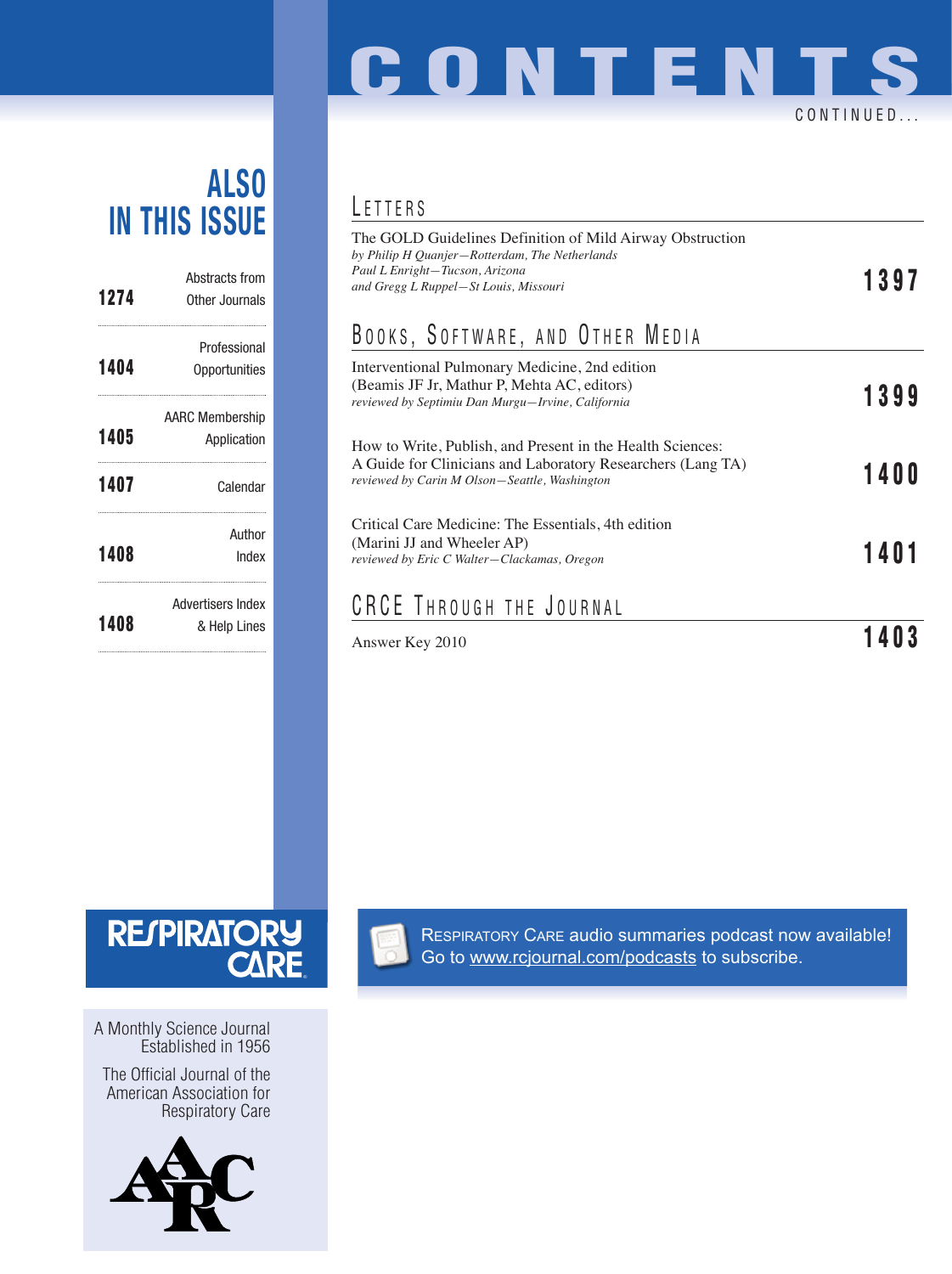# CONTENTS

CONTINUED...

## LETTERS

The GOLD Guidelines Definition of Mild Airway Obstruction
*by Philip H Quanjer—Rotterdam, The Netherlands*
*Paul L Enright—Tucson, Arizona*
*and Gregg L Ruppel—St Louis, Missouri* — **1397**

## BOOKS, SOFTWARE, AND OTHER MEDIA

Interventional Pulmonary Medicine, 2nd edition
(Beamis JF Jr, Mathur P, Mehta AC, editors)
*reviewed by Septimiu Dan Murgu—Irvine, California* — **1399**

How to Write, Publish, and Present in the Health Sciences:
A Guide for Clinicians and Laboratory Researchers (Lang TA)
*reviewed by Carin M Olson—Seattle, Washington* — **1400**

Critical Care Medicine: The Essentials, 4th edition
(Marini JJ and Wheeler AP)
*reviewed by Eric C Walter—Clackamas, Oregon* — **1401**

## CRCE THROUGH THE JOURNAL

Answer Key 2010 — **1403**

## ALSO IN THIS ISSUE

| | |
|---|---|
| **1274** | Abstracts from Other Journals |
| **1404** | Professional Opportunities |
| **1405** | AARC Membership Application |
| **1407** | Calendar |
| **1408** | Author Index |
| **1408** | Advertisers Index & Help Lines |

RESPIRATORY CARE

A Monthly Science Journal
Established in 1956

The Official Journal of the
American Association for
Respiratory Care

AARC

RESPIRATORY CARE audio summaries podcast now available!
Go to www.rcjournal.com/podcasts to subscribe.